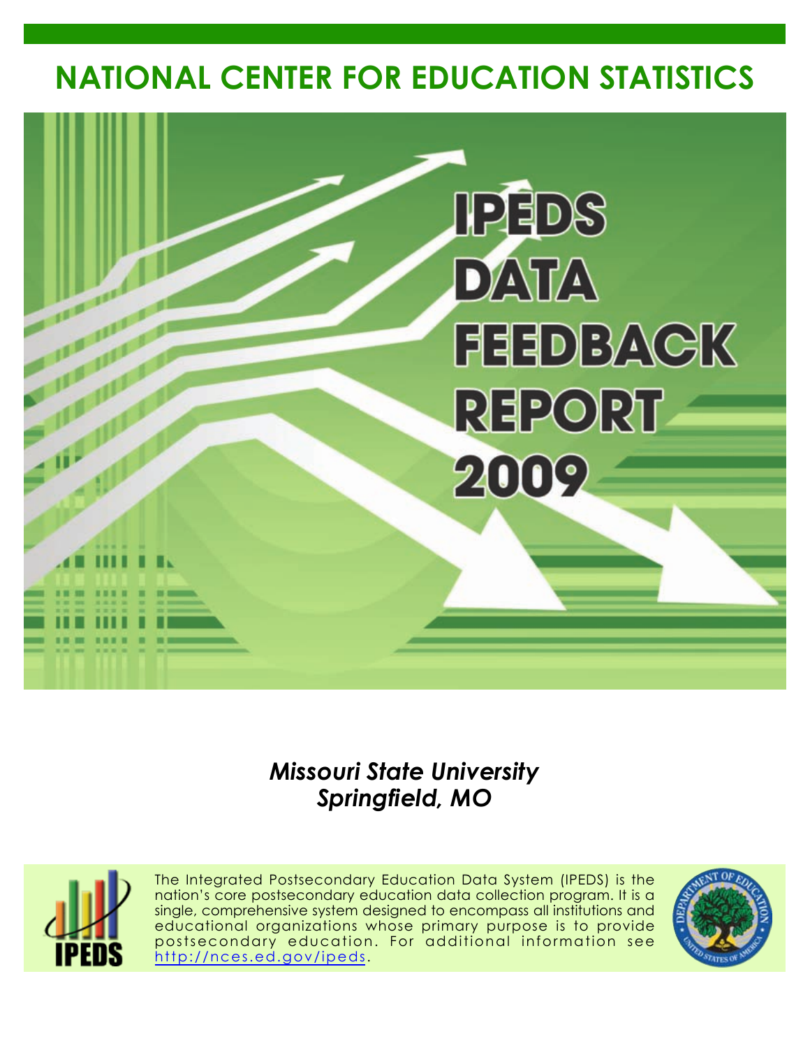# NATIONAL CENTER FOR EDUCATION STATISTICS

# IPEDS DATA FEEDBACK REPORT 2009

***Missouri State University***
***Springfield, MO***

The Integrated Postsecondary Education Data System (IPEDS) is the nation's core postsecondary education data collection program. It is a single, comprehensive system designed to encompass all institutions and educational organizations whose primary purpose is to provide postsecondary education. For additional information see http://nces.ed.gov/ipeds.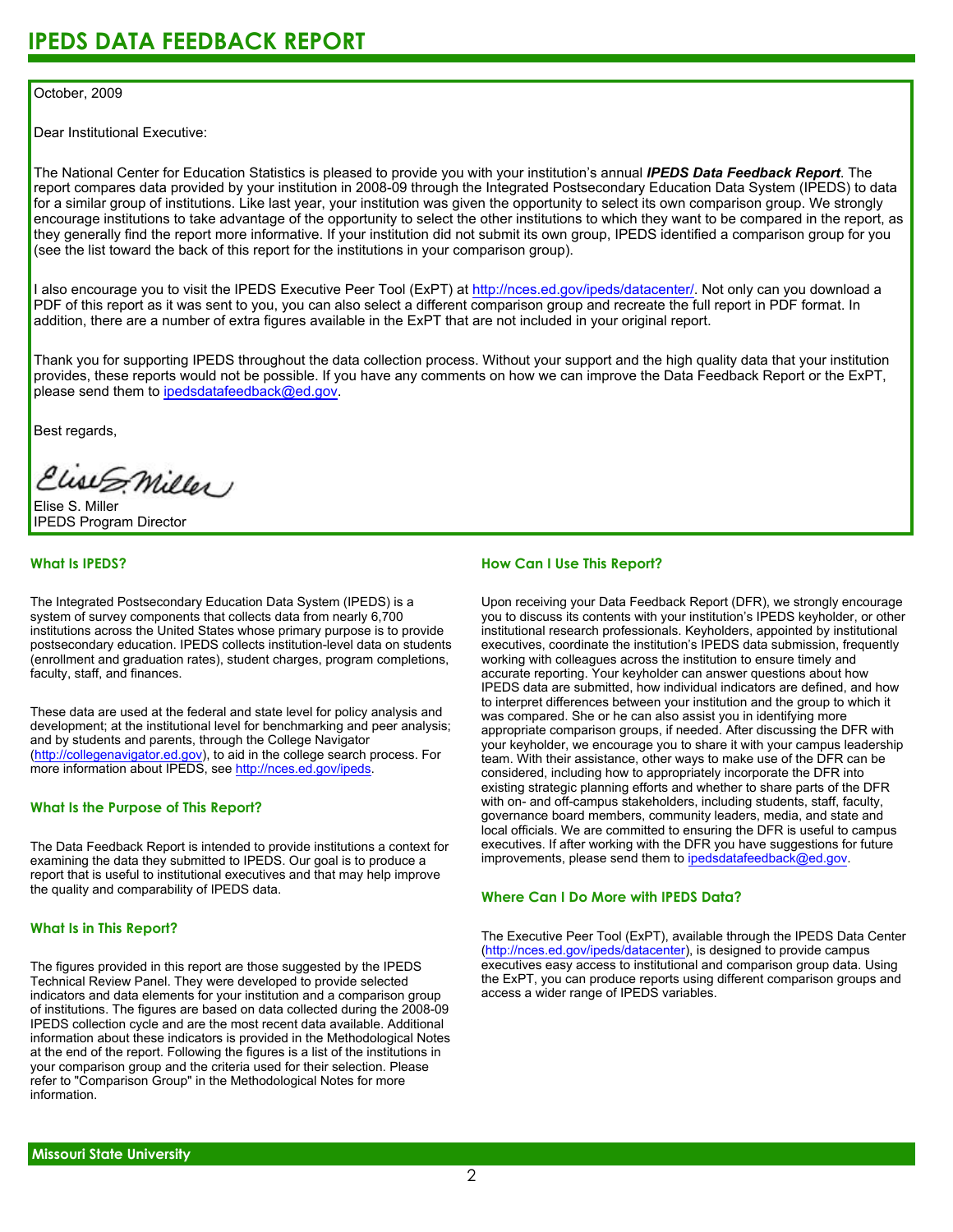# IPEDS DATA FEEDBACK REPORT

October, 2009

Dear Institutional Executive:

The National Center for Education Statistics is pleased to provide you with your institution's annual ***IPEDS Data Feedback Report***. The report compares data provided by your institution in 2008-09 through the Integrated Postsecondary Education Data System (IPEDS) to data for a similar group of institutions. Like last year, your institution was given the opportunity to select its own comparison group. We strongly encourage institutions to take advantage of the opportunity to select the other institutions to which they want to be compared in the report, as they generally find the report more informative. If your institution did not submit its own group, IPEDS identified a comparison group for you (see the list toward the back of this report for the institutions in your comparison group).

I also encourage you to visit the IPEDS Executive Peer Tool (ExPT) at http://nces.ed.gov/ipeds/datacenter/. Not only can you download a PDF of this report as it was sent to you, you can also select a different comparison group and recreate the full report in PDF format. In addition, there are a number of extra figures available in the ExPT that are not included in your original report.

Thank you for supporting IPEDS throughout the data collection process. Without your support and the high quality data that your institution provides, these reports would not be possible. If you have any comments on how we can improve the Data Feedback Report or the ExPT, please send them to ipedsdatafeedback@ed.gov.

Best regards,

Elise S. Miller
IPEDS Program Director

## What Is IPEDS?

The Integrated Postsecondary Education Data System (IPEDS) is a system of survey components that collects data from nearly 6,700 institutions across the United States whose primary purpose is to provide postsecondary education. IPEDS collects institution-level data on students (enrollment and graduation rates), student charges, program completions, faculty, staff, and finances.

These data are used at the federal and state level for policy analysis and development; at the institutional level for benchmarking and peer analysis; and by students and parents, through the College Navigator (http://collegenavigator.ed.gov), to aid in the college search process. For more information about IPEDS, see http://nces.ed.gov/ipeds.

## What Is the Purpose of This Report?

The Data Feedback Report is intended to provide institutions a context for examining the data they submitted to IPEDS. Our goal is to produce a report that is useful to institutional executives and that may help improve the quality and comparability of IPEDS data.

## What Is in This Report?

The figures provided in this report are those suggested by the IPEDS Technical Review Panel. They were developed to provide selected indicators and data elements for your institution and a comparison group of institutions. The figures are based on data collected during the 2008-09 IPEDS collection cycle and are the most recent data available. Additional information about these indicators is provided in the Methodological Notes at the end of the report. Following the figures is a list of the institutions in your comparison group and the criteria used for their selection. Please refer to "Comparison Group" in the Methodological Notes for more information.

## How Can I Use This Report?

Upon receiving your Data Feedback Report (DFR), we strongly encourage you to discuss its contents with your institution's IPEDS keyholder, or other institutional research professionals. Keyholders, appointed by institutional executives, coordinate the institution's IPEDS data submission, frequently working with colleagues across the institution to ensure timely and accurate reporting. Your keyholder can answer questions about how IPEDS data are submitted, how individual indicators are defined, and how to interpret differences between your institution and the group to which it was compared. She or he can also assist you in identifying more appropriate comparison groups, if needed. After discussing the DFR with your keyholder, we encourage you to share it with your campus leadership team. With their assistance, other ways to make use of the DFR can be considered, including how to appropriately incorporate the DFR into existing strategic planning efforts and whether to share parts of the DFR with on- and off-campus stakeholders, including students, staff, faculty, governance board members, community leaders, media, and state and local officials. We are committed to ensuring the DFR is useful to campus executives. If after working with the DFR you have suggestions for future improvements, please send them to ipedsdatafeedback@ed.gov.

## Where Can I Do More with IPEDS Data?

The Executive Peer Tool (ExPT), available through the IPEDS Data Center (http://nces.ed.gov/ipeds/datacenter), is designed to provide campus executives easy access to institutional and comparison group data. Using the ExPT, you can produce reports using different comparison groups and access a wider range of IPEDS variables.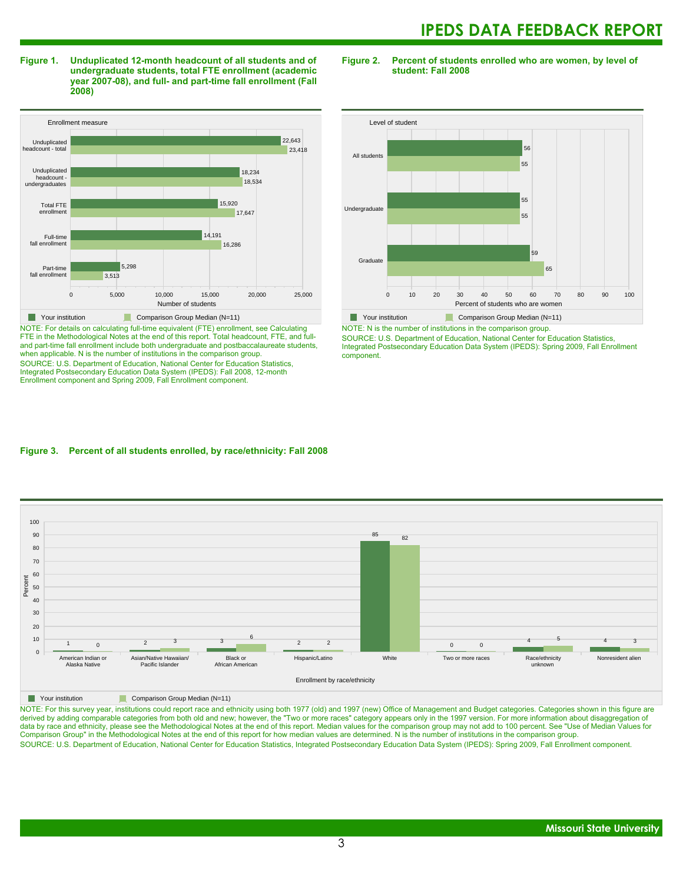**Figure 1. Unduplicated 12-month headcount of all students and of undergraduate students, total FTE enrollment (academic year 2007-08), and full- and part-time fall enrollment (Fall 2008)**

| Enrollment measure | Your institution | Comparison Group Median (N=11) |
|---|---|---|
| Unduplicated headcount - total | 22,643 | 23,418 |
| Unduplicated headcount - undergraduates | 18,234 | 18,534 |
| Total FTE enrollment | 15,920 | 17,647 |
| Full-time fall enrollment | 14,191 | 16,286 |
| Part-time fall enrollment | 5,298 | 3,513 |

NOTE: For details on calculating full-time equivalent (FTE) enrollment, see Calculating FTE in the Methodological Notes at the end of this report. Total headcount, FTE, and full- and part-time fall enrollment include both undergraduate and postbaccalaureate students, when applicable. N is the number of institutions in the comparison group.

SOURCE: U.S. Department of Education, National Center for Education Statistics, Integrated Postsecondary Education Data System (IPEDS): Fall 2008, 12-month Enrollment component and Spring 2009, Fall Enrollment component.

**Figure 2. Percent of students enrolled who are women, by level of student: Fall 2008**

| Level of student | Your institution | Comparison Group Median (N=11) |
|---|---|---|
| All students | 56 | 55 |
| Undergraduate | 55 | 55 |
| Graduate | 59 | 65 |

NOTE: N is the number of institutions in the comparison group.

SOURCE: U.S. Department of Education, National Center for Education Statistics, Integrated Postsecondary Education Data System (IPEDS): Spring 2009, Fall Enrollment component.

**Figure 3. Percent of all students enrolled, by race/ethnicity: Fall 2008**

| Enrollment by race/ethnicity | Your institution | Comparison Group Median (N=11) |
|---|---|---|
| American Indian or Alaska Native | 1 | 0 |
| Asian/Native Hawaiian/ Pacific Islander | 2 | 3 |
| Black or African American | 3 | 6 |
| Hispanic/Latino | 2 | 2 |
| White | 85 | 82 |
| Two or more races | 0 | 0 |
| Race/ethnicity unknown | 4 | 5 |
| Nonresident alien | 4 | 3 |

NOTE: For this survey year, institutions could report race and ethnicity using both 1977 (old) and 1997 (new) Office of Management and Budget categories. Categories shown in this figure are derived by adding comparable categories from both old and new; however, the "Two or more races" category appears only in the 1997 version. For more information about disaggregation of data by race and ethnicity, please see the Methodological Notes at the end of this report. Median values for the comparison group may not add to 100 percent. See "Use of Median Values for Comparison Group" in the Methodological Notes at the end of this report for how median values are determined. N is the number of institutions in the comparison group.

SOURCE: U.S. Department of Education, National Center for Education Statistics, Integrated Postsecondary Education Data System (IPEDS): Spring 2009, Fall Enrollment component.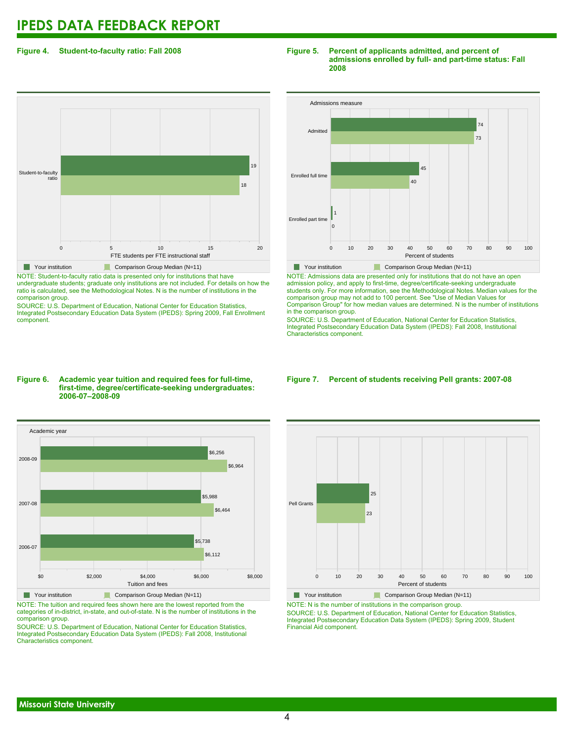# IPEDS DATA FEEDBACK REPORT

**Figure 4. Student-to-faculty ratio: Fall 2008**

| FTE students per FTE instructional staff | Your institution | Comparison Group Median (N=11) |
|---|---|---|
| Student-to-faculty ratio | 19 | 18 |

NOTE: Student-to-faculty ratio data is presented only for institutions that have undergraduate students; graduate only institutions are not included. For details on how the ratio is calculated, see the Methodological Notes. N is the number of institutions in the comparison group.

SOURCE: U.S. Department of Education, National Center for Education Statistics, Integrated Postsecondary Education Data System (IPEDS): Spring 2009, Fall Enrollment component.

**Figure 5. Percent of applicants admitted, and percent of admissions enrolled by full- and part-time status: Fall 2008**

| Admissions measure | Your institution | Comparison Group Median (N=11) |
|---|---|---|
| Admitted | 74 | 73 |
| Enrolled full time | 45 | 40 |
| Enrolled part time | 1 | 0 |

NOTE: Admissions data are presented only for institutions that do not have an open admission policy, and apply to first-time, degree/certificate-seeking undergraduate students only. For more information, see the Methodological Notes. Median values for the comparison group may not add to 100 percent. See "Use of Median Values for Comparison Group" for how median values are determined. N is the number of institutions in the comparison group.

SOURCE: U.S. Department of Education, National Center for Education Statistics, Integrated Postsecondary Education Data System (IPEDS): Fall 2008, Institutional Characteristics component.

**Figure 6. Academic year tuition and required fees for full-time, first-time, degree/certificate-seeking undergraduates: 2006-07–2008-09**

| Academic year | Your institution | Comparison Group Median (N=11) |
|---|---|---|
| 2008-09 | $6,256 | $6,964 |
| 2007-08 | $5,988 | $6,464 |
| 2006-07 | $5,738 | $6,112 |

NOTE: The tuition and required fees shown here are the lowest reported from the categories of in-district, in-state, and out-of-state. N is the number of institutions in the comparison group.

SOURCE: U.S. Department of Education, National Center for Education Statistics, Integrated Postsecondary Education Data System (IPEDS): Fall 2008, Institutional Characteristics component.

**Figure 7. Percent of students receiving Pell grants: 2007-08**

| Percent of students | Your institution | Comparison Group Median (N=11) |
|---|---|---|
| Pell Grants | 25 | 23 |

NOTE: N is the number of institutions in the comparison group.

SOURCE: U.S. Department of Education, National Center for Education Statistics, Integrated Postsecondary Education Data System (IPEDS): Spring 2009, Student Financial Aid component.

**Missouri State University**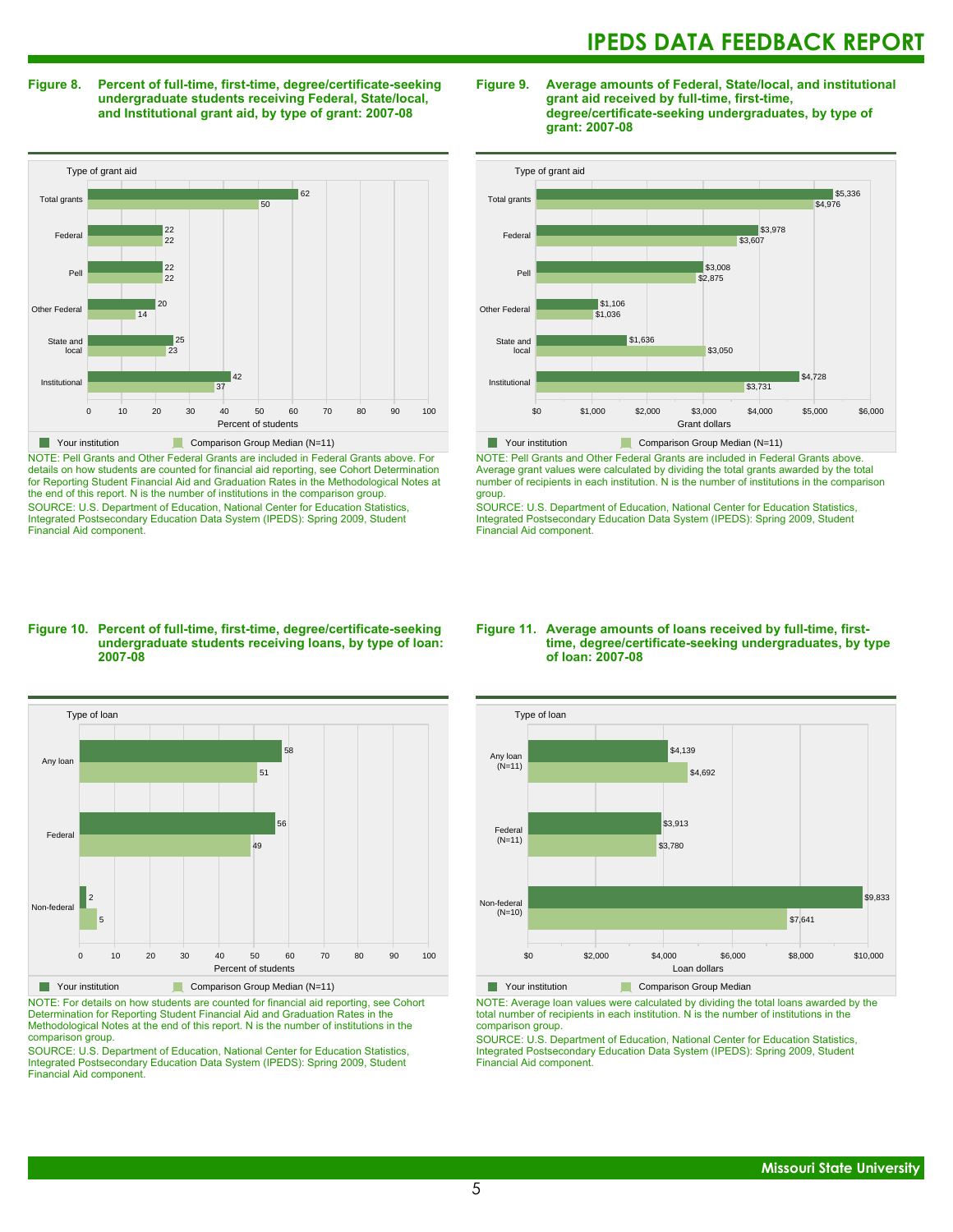## Figure 8. Percent of full-time, first-time, degree/certificate-seeking undergraduate students receiving Federal, State/local, and Institutional grant aid, by type of grant: 2007-08

| Type of grant aid | Your institution | Comparison Group Median (N=11) |
|---|---|---|
| Total grants | 62 | 50 |
| Federal | 22 | 22 |
| Pell | 22 | 22 |
| Other Federal | 20 | 14 |
| State and local | 25 | 23 |
| Institutional | 42 | 37 |

Percent of students

NOTE: Pell Grants and Other Federal Grants are included in Federal Grants above. For details on how students are counted for financial aid reporting, see Cohort Determination for Reporting Student Financial Aid and Graduation Rates in the Methodological Notes at the end of this report. N is the number of institutions in the comparison group.

SOURCE: U.S. Department of Education, National Center for Education Statistics, Integrated Postsecondary Education Data System (IPEDS): Spring 2009, Student Financial Aid component.

## Figure 9. Average amounts of Federal, State/local, and institutional grant aid received by full-time, first-time, degree/certificate-seeking undergraduates, by type of grant: 2007-08

| Type of grant aid | Your institution | Comparison Group Median (N=11) |
|---|---|---|
| Total grants | $5,336 | $4,976 |
| Federal | $3,978 | $3,607 |
| Pell | $3,008 | $2,875 |
| Other Federal | $1,106 | $1,036 |
| State and local | $1,636 | $3,050 |
| Institutional | $4,728 | $3,731 |

Grant dollars

NOTE: Pell Grants and Other Federal Grants are included in Federal Grants above. Average grant values were calculated by dividing the total grants awarded by the total number of recipients in each institution. N is the number of institutions in the comparison group.

SOURCE: U.S. Department of Education, National Center for Education Statistics, Integrated Postsecondary Education Data System (IPEDS): Spring 2009, Student Financial Aid component.

## Figure 10. Percent of full-time, first-time, degree/certificate-seeking undergraduate students receiving loans, by type of loan: 2007-08

| Type of loan | Your institution | Comparison Group Median (N=11) |
|---|---|---|
| Any loan | 58 | 51 |
| Federal | 56 | 49 |
| Non-federal | 2 | 5 |

Percent of students

NOTE: For details on how students are counted for financial aid reporting, see Cohort Determination for Reporting Student Financial Aid and Graduation Rates in the Methodological Notes at the end of this report. N is the number of institutions in the comparison group.

SOURCE: U.S. Department of Education, National Center for Education Statistics, Integrated Postsecondary Education Data System (IPEDS): Spring 2009, Student Financial Aid component.

## Figure 11. Average amounts of loans received by full-time, first-time, degree/certificate-seeking undergraduates, by type of loan: 2007-08

| Type of loan | Your institution | Comparison Group Median |
|---|---|---|
| Any loan (N=11) | $4,139 | $4,692 |
| Federal (N=11) | $3,913 | $3,780 |
| Non-federal (N=10) | $9,833 | $7,641 |

Loan dollars

NOTE: Average loan values were calculated by dividing the total loans awarded by the total number of recipients in each institution. N is the number of institutions in the comparison group.

SOURCE: U.S. Department of Education, National Center for Education Statistics, Integrated Postsecondary Education Data System (IPEDS): Spring 2009, Student Financial Aid component.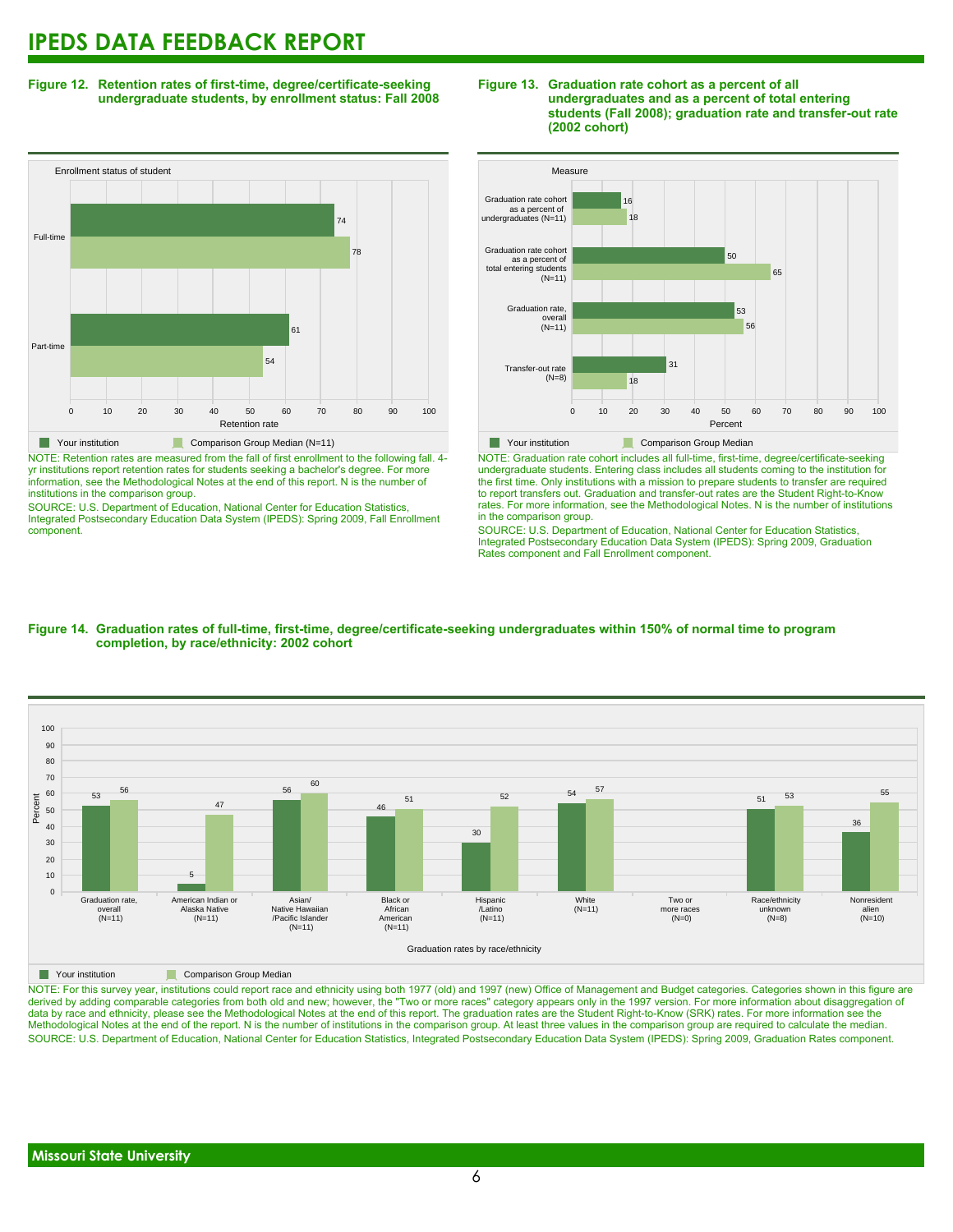# IPEDS DATA FEEDBACK REPORT

**Figure 12. Retention rates of first-time, degree/certificate-seeking undergraduate students, by enrollment status: Fall 2008**

| Enrollment status of student | Your institution | Comparison Group Median (N=11) |
|---|---|---|
| Full-time | 74 | 78 |
| Part-time | 61 | 54 |

NOTE: Retention rates are measured from the fall of first enrollment to the following fall. 4-yr institutions report retention rates for students seeking a bachelor's degree. For more information, see the Methodological Notes at the end of this report. N is the number of institutions in the comparison group.

SOURCE: U.S. Department of Education, National Center for Education Statistics, Integrated Postsecondary Education Data System (IPEDS): Spring 2009, Fall Enrollment component.

**Figure 13. Graduation rate cohort as a percent of all undergraduates and as a percent of total entering students (Fall 2008); graduation rate and transfer-out rate (2002 cohort)**

| Measure | Your institution | Comparison Group Median |
|---|---|---|
| Graduation rate cohort as a percent of undergraduates (N=11) | 16 | 18 |
| Graduation rate cohort as a percent of total entering students (N=11) | 50 | 65 |
| Graduation rate, overall (N=11) | 53 | 56 |
| Transfer-out rate (N=8) | 31 | 18 |

NOTE: Graduation rate cohort includes all full-time, first-time, degree/certificate-seeking undergraduate students. Entering class includes all students coming to the institution for the first time. Only institutions with a mission to prepare students to transfer are required to report transfers out. Graduation and transfer-out rates are the Student Right-to-Know rates. For more information, see the Methodological Notes. N is the number of institutions in the comparison group.

SOURCE: U.S. Department of Education, National Center for Education Statistics, Integrated Postsecondary Education Data System (IPEDS): Spring 2009, Graduation Rates component and Fall Enrollment component.

**Figure 14. Graduation rates of full-time, first-time, degree/certificate-seeking undergraduates within 150% of normal time to program completion, by race/ethnicity: 2002 cohort**

| Graduation rates by race/ethnicity | Your institution | Comparison Group Median |
|---|---|---|
| Graduation rate, overall (N=11) | 53 | 56 |
| American Indian or Alaska Native (N=11) | 5 | 47 |
| Asian/Native Hawaiian/Pacific Islander (N=11) | 56 | 60 |
| Black or African American (N=11) | 46 | 51 |
| Hispanic/Latino (N=11) | 30 | 52 |
| White (N=11) | 54 | 57 |
| Two or more races (N=0) | | |
| Race/ethnicity unknown (N=8) | 51 | 53 |
| Nonresident alien (N=10) | 36 | 55 |

NOTE: For this survey year, institutions could report race and ethnicity using both 1977 (old) and 1997 (new) Office of Management and Budget categories. Categories shown in this figure are derived by adding comparable categories from both old and new; however, the "Two or more races" category appears only in the 1997 version. For more information about disaggregation of data by race and ethnicity, please see the Methodological Notes at the end of this report. The graduation rates are the Student Right-to-Know (SRK) rates. For more information see the Methodological Notes at the end of the report. N is the number of institutions in the comparison group. At least three values in the comparison group are required to calculate the median.

SOURCE: U.S. Department of Education, National Center for Education Statistics, Integrated Postsecondary Education Data System (IPEDS): Spring 2009, Graduation Rates component.

Missouri State University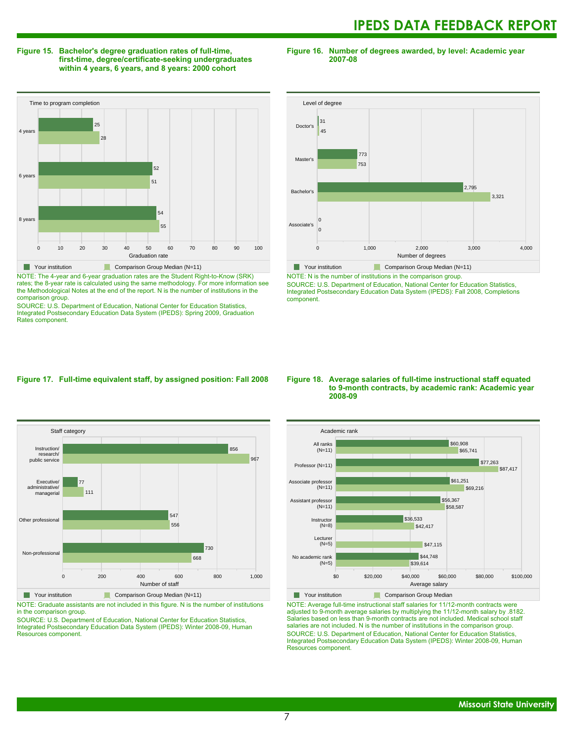## Figure 15. Bachelor's degree graduation rates of full-time, first-time, degree/certificate-seeking undergraduates within 4 years, 6 years, and 8 years: 2000 cohort

| Time to program completion | Your institution | Comparison Group Median (N=11) |
|---|---|---|
| 4 years | 25 | 28 |
| 6 years | 52 | 51 |
| 8 years | 54 | 55 |

NOTE: The 4-year and 6-year graduation rates are the Student Right-to-Know (SRK) rates; the 8-year rate is calculated using the same methodology. For more information see the Methodological Notes at the end of the report. N is the number of institutions in the comparison group.

SOURCE: U.S. Department of Education, National Center for Education Statistics, Integrated Postsecondary Education Data System (IPEDS): Spring 2009, Graduation Rates component.

## Figure 16. Number of degrees awarded, by level: Academic year 2007-08

| Level of degree | Your institution | Comparison Group Median (N=11) |
|---|---|---|
| Doctor's | 31 | 45 |
| Master's | 773 | 753 |
| Bachelor's | 2,795 | 3,321 |
| Associate's | 0 | 0 |

NOTE: N is the number of institutions in the comparison group.

SOURCE: U.S. Department of Education, National Center for Education Statistics, Integrated Postsecondary Education Data System (IPEDS): Fall 2008, Completions component.

## Figure 17. Full-time equivalent staff, by assigned position: Fall 2008

| Staff category | Your institution | Comparison Group Median (N=11) |
|---|---|---|
| Instruction/ research/ public service | 856 | 967 |
| Executive/ administrative/ managerial | 77 | 111 |
| Other professional | 547 | 556 |
| Non-professional | 730 | 668 |

NOTE: Graduate assistants are not included in this figure. N is the number of institutions in the comparison group.

SOURCE: U.S. Department of Education, National Center for Education Statistics, Integrated Postsecondary Education Data System (IPEDS): Winter 2008-09, Human Resources component.

## Figure 18. Average salaries of full-time instructional staff equated to 9-month contracts, by academic rank: Academic year 2008-09

| Academic rank | Your institution | Comparison Group Median |
|---|---|---|
| All ranks (N=11) | $60,908 | $65,741 |
| Professor (N=11) | $77,263 | $87,417 |
| Associate professor (N=11) | $61,251 | $69,216 |
| Assistant professor (N=11) | $56,367 | $58,587 |
| Instructor (N=8) | $36,533 | $42,417 |
| Lecturer (N=5) | | $47,115 |
| No academic rank (N=5) | $44,748 | $39,614 |

NOTE: Average full-time instructional staff salaries for 11/12-month contracts were adjusted to 9-month average salaries by multiplying the 11/12-month salary by .8182. Salaries based on less than 9-month contracts are not included. Medical school staff salaries are not included. N is the number of institutions in the comparison group.

SOURCE: U.S. Department of Education, National Center for Education Statistics, Integrated Postsecondary Education Data System (IPEDS): Winter 2008-09, Human Resources component.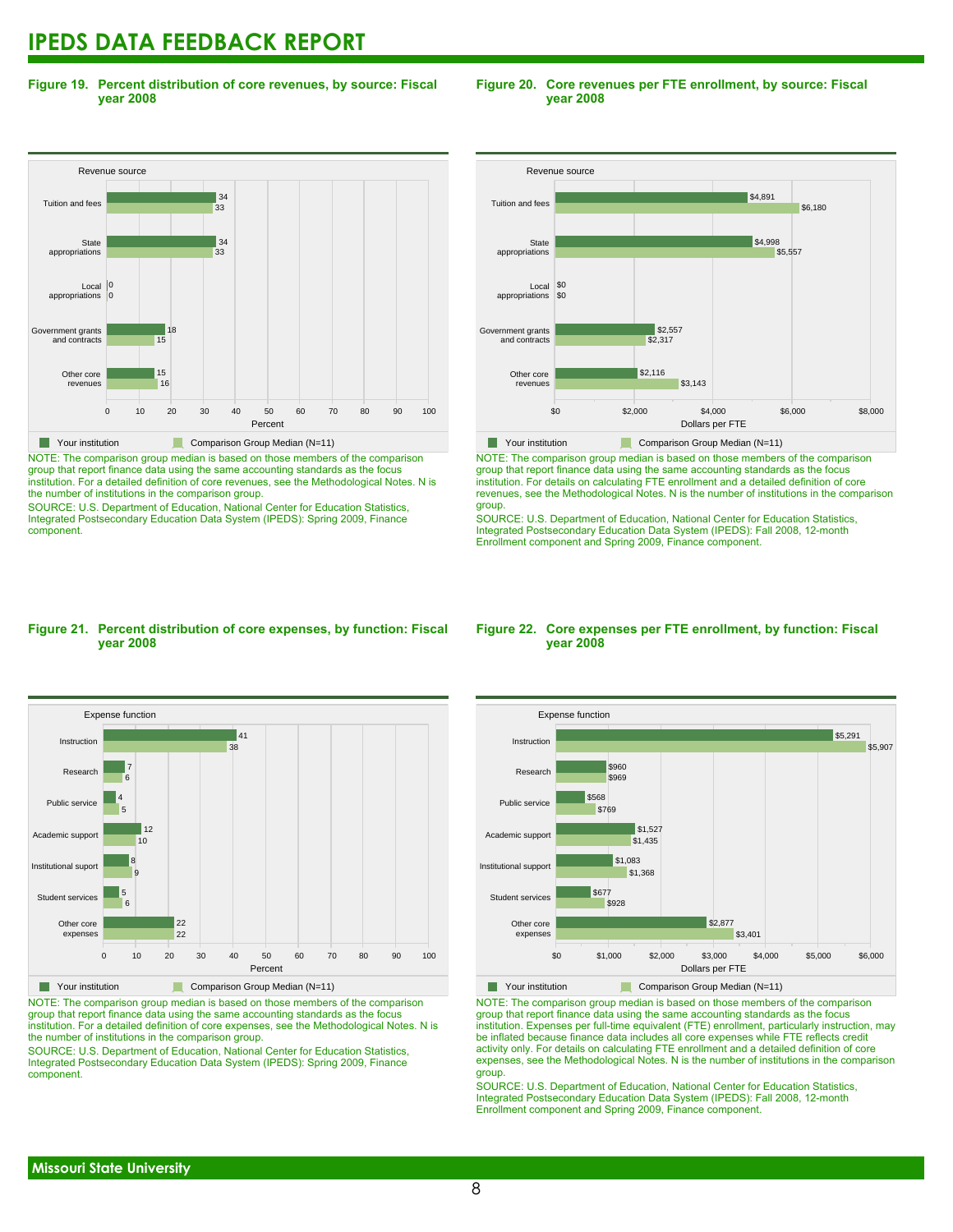# IPEDS DATA FEEDBACK REPORT

**Figure 19. Percent distribution of core revenues, by source: Fiscal year 2008**

| Revenue source | Your institution | Comparison Group Median (N=11) |
|---|---|---|
| Tuition and fees | 34 | 33 |
| State appropriations | 34 | 33 |
| Local appropriations | 0 | 0 |
| Government grants and contracts | 18 | 15 |
| Other core revenues | 15 | 16 |

NOTE: The comparison group median is based on those members of the comparison group that report finance data using the same accounting standards as the focus institution. For a detailed definition of core revenues, see the Methodological Notes. N is the number of institutions in the comparison group.

SOURCE: U.S. Department of Education, National Center for Education Statistics, Integrated Postsecondary Education Data System (IPEDS): Spring 2009, Finance component.

**Figure 20. Core revenues per FTE enrollment, by source: Fiscal year 2008**

| Revenue source | Your institution | Comparison Group Median (N=11) |
|---|---|---|
| Tuition and fees | $4,891 | $6,180 |
| State appropriations | $4,998 | $5,557 |
| Local appropriations | $0 | $0 |
| Government grants and contracts | $2,557 | $2,317 |
| Other core revenues | $2,116 | $3,143 |

NOTE: The comparison group median is based on those members of the comparison group that report finance data using the same accounting standards as the focus institution. For details on calculating FTE enrollment and a detailed definition of core revenues, see the Methodological Notes. N is the number of institutions in the comparison group.

SOURCE: U.S. Department of Education, National Center for Education Statistics, Integrated Postsecondary Education Data System (IPEDS): Fall 2008, 12-month Enrollment component and Spring 2009, Finance component.

**Figure 21. Percent distribution of core expenses, by function: Fiscal year 2008**

| Expense function | Your institution | Comparison Group Median (N=11) |
|---|---|---|
| Instruction | 41 | 38 |
| Research | 7 | 6 |
| Public service | 4 | 5 |
| Academic support | 12 | 10 |
| Institutional suport | 8 | 9 |
| Student services | 5 | 6 |
| Other core expenses | 22 | 22 |

NOTE: The comparison group median is based on those members of the comparison group that report finance data using the same accounting standards as the focus institution. For a detailed definition of core expenses, see the Methodological Notes. N is the number of institutions in the comparison group.

SOURCE: U.S. Department of Education, National Center for Education Statistics, Integrated Postsecondary Education Data System (IPEDS): Spring 2009, Finance component.

**Figure 22. Core expenses per FTE enrollment, by function: Fiscal year 2008**

| Expense function | Your institution | Comparison Group Median (N=11) |
|---|---|---|
| Instruction | $5,291 | $5,907 |
| Research | $960 | $969 |
| Public service | $568 | $769 |
| Academic support | $1,527 | $1,435 |
| Institutional support | $1,083 | $1,368 |
| Student services | $677 | $928 |
| Other core expenses | $2,877 | $3,401 |

NOTE: The comparison group median is based on those members of the comparison group that report finance data using the same accounting standards as the focus institution. Expenses per full-time equivalent (FTE) enrollment, particularly instruction, may be inflated because finance data includes all core expenses while FTE reflects credit activity only. For details on calculating FTE enrollment and a detailed definition of core expenses, see the Methodological Notes. N is the number of institutions in the comparison group.

SOURCE: U.S. Department of Education, National Center for Education Statistics, Integrated Postsecondary Education Data System (IPEDS): Fall 2008, 12-month Enrollment component and Spring 2009, Finance component.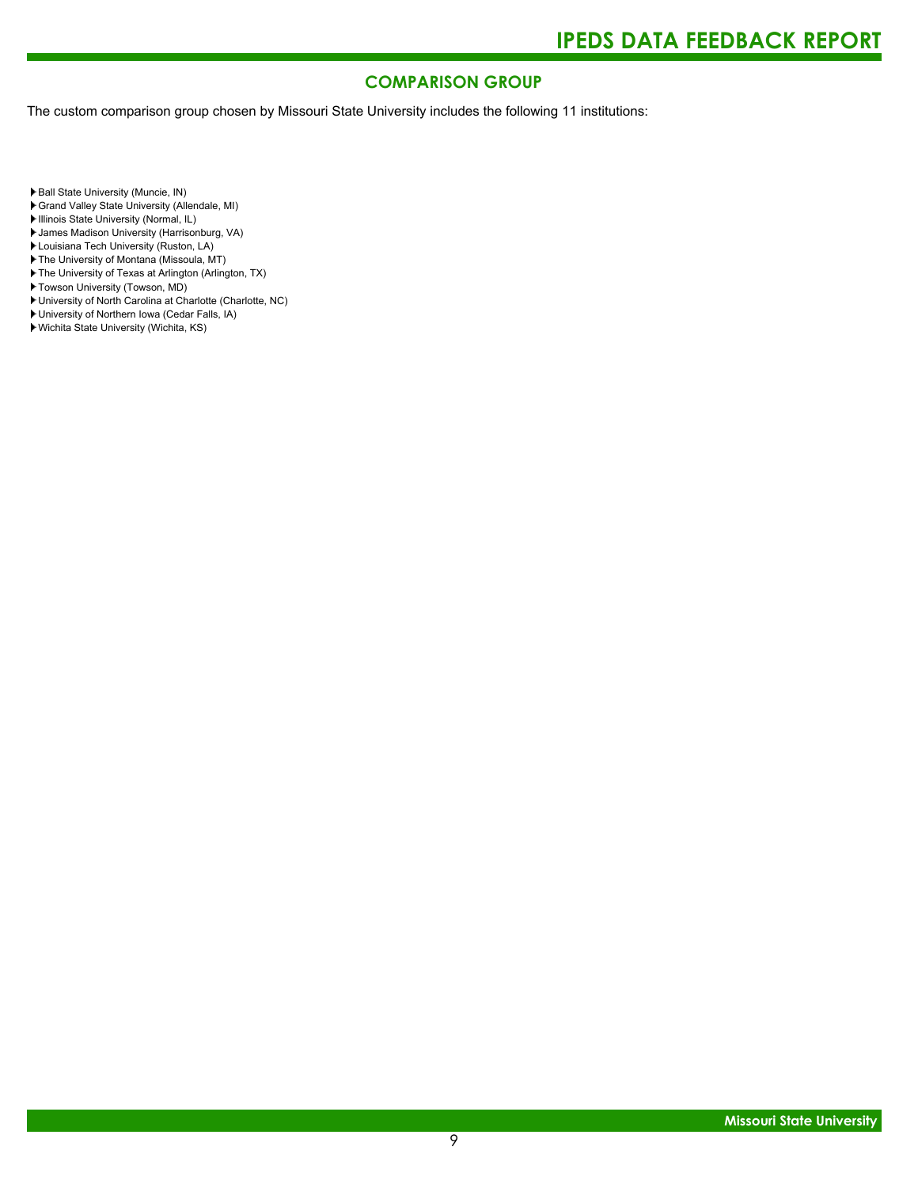## COMPARISON GROUP

The custom comparison group chosen by Missouri State University includes the following 11 institutions:

- Ball State University (Muncie, IN)
- Grand Valley State University (Allendale, MI)
- Illinois State University (Normal, IL)
- James Madison University (Harrisonburg, VA)
- Louisiana Tech University (Ruston, LA)
- The University of Montana (Missoula, MT)
- The University of Texas at Arlington (Arlington, TX)
- Towson University (Towson, MD)
- University of North Carolina at Charlotte (Charlotte, NC)
- University of Northern Iowa (Cedar Falls, IA)
- Wichita State University (Wichita, KS)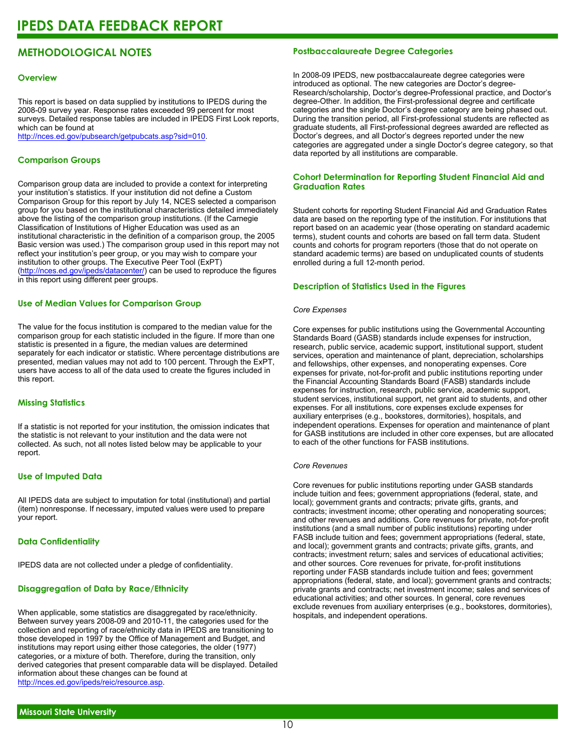# IPEDS DATA FEEDBACK REPORT

## METHODOLOGICAL NOTES

### Overview

This report is based on data supplied by institutions to IPEDS during the 2008-09 survey year. Response rates exceeded 99 percent for most surveys. Detailed response tables are included in IPEDS First Look reports, which can be found at http://nces.ed.gov/pubsearch/getpubcats.asp?sid=010.

### Comparison Groups

Comparison group data are included to provide a context for interpreting your institution's statistics. If your institution did not define a Custom Comparison Group for this report by July 14, NCES selected a comparison group for you based on the institutional characteristics detailed immediately above the listing of the comparison group institutions. (If the Carnegie Classification of Institutions of Higher Education was used as an institutional characteristic in the definition of a comparison group, the 2005 Basic version was used.) The comparison group used in this report may not reflect your institution's peer group, or you may wish to compare your institution to other groups. The Executive Peer Tool (ExPT) (http://nces.ed.gov/ipeds/datacenter/) can be used to reproduce the figures in this report using different peer groups.

### Use of Median Values for Comparison Group

The value for the focus institution is compared to the median value for the comparison group for each statistic included in the figure. If more than one statistic is presented in a figure, the median values are determined separately for each indicator or statistic. Where percentage distributions are presented, median values may not add to 100 percent. Through the ExPT, users have access to all of the data used to create the figures included in this report.

### Missing Statistics

If a statistic is not reported for your institution, the omission indicates that the statistic is not relevant to your institution and the data were not collected. As such, not all notes listed below may be applicable to your report.

### Use of Imputed Data

All IPEDS data are subject to imputation for total (institutional) and partial (item) nonresponse. If necessary, imputed values were used to prepare your report.

### Data Confidentiality

IPEDS data are not collected under a pledge of confidentiality.

### Disaggregation of Data by Race/Ethnicity

When applicable, some statistics are disaggregated by race/ethnicity. Between survey years 2008-09 and 2010-11, the categories used for the collection and reporting of race/ethnicity data in IPEDS are transitioning to those developed in 1997 by the Office of Management and Budget, and institutions may report using either those categories, the older (1977) categories, or a mixture of both. Therefore, during the transition, only derived categories that present comparable data will be displayed. Detailed information about these changes can be found at http://nces.ed.gov/ipeds/reic/resource.asp.

### Postbaccalaureate Degree Categories

In 2008-09 IPEDS, new postbaccalaureate degree categories were introduced as optional. The new categories are Doctor's degree-Research/scholarship, Doctor's degree-Professional practice, and Doctor's degree-Other. In addition, the First-professional degree and certificate categories and the single Doctor's degree category are being phased out. During the transition period, all First-professional students are reflected as graduate students, all First-professional degrees awarded are reflected as Doctor's degrees, and all Doctor's degrees reported under the new categories are aggregated under a single Doctor's degree category, so that data reported by all institutions are comparable.

### Cohort Determination for Reporting Student Financial Aid and Graduation Rates

Student cohorts for reporting Student Financial Aid and Graduation Rates data are based on the reporting type of the institution. For institutions that report based on an academic year (those operating on standard academic terms), student counts and cohorts are based on fall term data. Student counts and cohorts for program reporters (those that do not operate on standard academic terms) are based on unduplicated counts of students enrolled during a full 12-month period.

### Description of Statistics Used in the Figures

*Core Expenses*

Core expenses for public institutions using the Governmental Accounting Standards Board (GASB) standards include expenses for instruction, research, public service, academic support, institutional support, student services, operation and maintenance of plant, depreciation, scholarships and fellowships, other expenses, and nonoperating expenses. Core expenses for private, not-for-profit and public institutions reporting under the Financial Accounting Standards Board (FASB) standards include expenses for instruction, research, public service, academic support, student services, institutional support, net grant aid to students, and other expenses. For all institutions, core expenses exclude expenses for auxiliary enterprises (e.g., bookstores, dormitories), hospitals, and independent operations. Expenses for operation and maintenance of plant for GASB institutions are included in other core expenses, but are allocated to each of the other functions for FASB institutions.

*Core Revenues*

Core revenues for public institutions reporting under GASB standards include tuition and fees; government appropriations (federal, state, and local); government grants and contracts; private gifts, grants, and contracts; investment income; other operating and nonoperating sources; and other revenues and additions. Core revenues for private, not-for-profit institutions (and a small number of public institutions) reporting under FASB include tuition and fees; government appropriations (federal, state, and local); government grants and contracts; private gifts, grants, and contracts; investment return; sales and services of educational activities; and other sources. Core revenues for private, for-profit institutions reporting under FASB standards include tuition and fees; government appropriations (federal, state, and local); government grants and contracts; private grants and contracts; net investment income; sales and services of educational activities; and other sources. In general, core revenues exclude revenues from auxiliary enterprises (e.g., bookstores, dormitories), hospitals, and independent operations.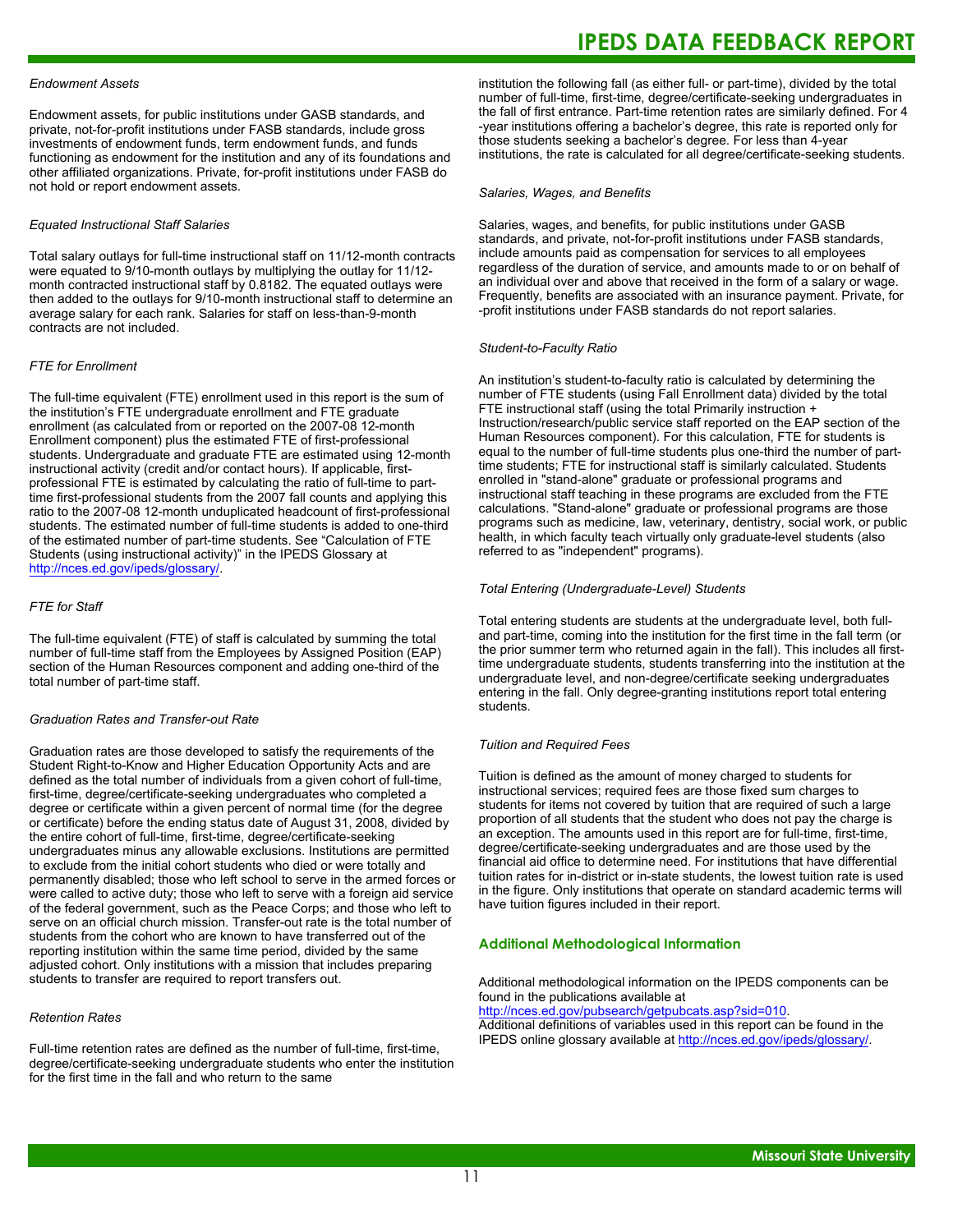*Endowment Assets*

Endowment assets, for public institutions under GASB standards, and private, not-for-profit institutions under FASB standards, include gross investments of endowment funds, term endowment funds, and funds functioning as endowment for the institution and any of its foundations and other affiliated organizations. Private, for-profit institutions under FASB do not hold or report endowment assets.

*Equated Instructional Staff Salaries*

Total salary outlays for full-time instructional staff on 11/12-month contracts were equated to 9/10-month outlays by multiplying the outlay for 11/12-month contracted instructional staff by 0.8182. The equated outlays were then added to the outlays for 9/10-month instructional staff to determine an average salary for each rank. Salaries for staff on less-than-9-month contracts are not included.

*FTE for Enrollment*

The full-time equivalent (FTE) enrollment used in this report is the sum of the institution's FTE undergraduate enrollment and FTE graduate enrollment (as calculated from or reported on the 2007-08 12-month Enrollment component) plus the estimated FTE of first-professional students. Undergraduate and graduate FTE are estimated using 12-month instructional activity (credit and/or contact hours). If applicable, first-professional FTE is estimated by calculating the ratio of full-time to part-time first-professional students from the 2007 fall counts and applying this ratio to the 2007-08 12-month unduplicated headcount of first-professional students. The estimated number of full-time students is added to one-third of the estimated number of part-time students. See "Calculation of FTE Students (using instructional activity)" in the IPEDS Glossary at http://nces.ed.gov/ipeds/glossary/.

*FTE for Staff*

The full-time equivalent (FTE) of staff is calculated by summing the total number of full-time staff from the Employees by Assigned Position (EAP) section of the Human Resources component and adding one-third of the total number of part-time staff.

*Graduation Rates and Transfer-out Rate*

Graduation rates are those developed to satisfy the requirements of the Student Right-to-Know and Higher Education Opportunity Acts and are defined as the total number of individuals from a given cohort of full-time, first-time, degree/certificate-seeking undergraduates who completed a degree or certificate within a given percent of normal time (for the degree or certificate) before the ending status date of August 31, 2008, divided by the entire cohort of full-time, first-time, degree/certificate-seeking undergraduates minus any allowable exclusions. Institutions are permitted to exclude from the initial cohort students who died or were totally and permanently disabled; those who left school to serve in the armed forces or were called to active duty; those who left to serve with a foreign aid service of the federal government, such as the Peace Corps; and those who left to serve on an official church mission. Transfer-out rate is the total number of students from the cohort who are known to have transferred out of the reporting institution within the same time period, divided by the same adjusted cohort. Only institutions with a mission that includes preparing students to transfer are required to report transfers out.

*Retention Rates*

Full-time retention rates are defined as the number of full-time, first-time, degree/certificate-seeking undergraduate students who enter the institution for the first time in the fall and who return to the same institution the following fall (as either full- or part-time), divided by the total number of full-time, first-time, degree/certificate-seeking undergraduates in the fall of first entrance. Part-time retention rates are similarly defined. For 4-year institutions offering a bachelor's degree, this rate is reported only for those students seeking a bachelor's degree. For less than 4-year institutions, the rate is calculated for all degree/certificate-seeking students.

*Salaries, Wages, and Benefits*

Salaries, wages, and benefits, for public institutions under GASB standards, and private, not-for-profit institutions under FASB standards, include amounts paid as compensation for services to all employees regardless of the duration of service, and amounts made to or on behalf of an individual over and above that received in the form of a salary or wage. Frequently, benefits are associated with an insurance payment. Private, for-profit institutions under FASB standards do not report salaries.

*Student-to-Faculty Ratio*

An institution's student-to-faculty ratio is calculated by determining the number of FTE students (using Fall Enrollment data) divided by the total FTE instructional staff (using the total Primarily instruction + Instruction/research/public service staff reported on the EAP section of the Human Resources component). For this calculation, FTE for students is equal to the number of full-time students plus one-third the number of part-time students; FTE for instructional staff is similarly calculated. Students enrolled in "stand-alone" graduate or professional programs and instructional staff teaching in these programs are excluded from the FTE calculations. "Stand-alone" graduate or professional programs are those programs such as medicine, law, veterinary, dentistry, social work, or public health, in which faculty teach virtually only graduate-level students (also referred to as "independent" programs).

*Total Entering (Undergraduate-Level) Students*

Total entering students are students at the undergraduate level, both full- and part-time, coming into the institution for the first time in the fall term (or the prior summer term who returned again in the fall). This includes all first-time undergraduate students, students transferring into the institution at the undergraduate level, and non-degree/certificate seeking undergraduates entering in the fall. Only degree-granting institutions report total entering students.

*Tuition and Required Fees*

Tuition is defined as the amount of money charged to students for instructional services; required fees are those fixed sum charges to students for items not covered by tuition that are required of such a large proportion of all students that the student who does not pay the charge is an exception. The amounts used in this report are for full-time, first-time, degree/certificate-seeking undergraduates and are those used by the financial aid office to determine need. For institutions that have differential tuition rates for in-district or in-state students, the lowest tuition rate is used in the figure. Only institutions that operate on standard academic terms will have tuition figures included in their report.

## Additional Methodological Information

Additional methodological information on the IPEDS components can be found in the publications available at http://nces.ed.gov/pubsearch/getpubcats.asp?sid=010.
Additional definitions of variables used in this report can be found in the IPEDS online glossary available at http://nces.ed.gov/ipeds/glossary/.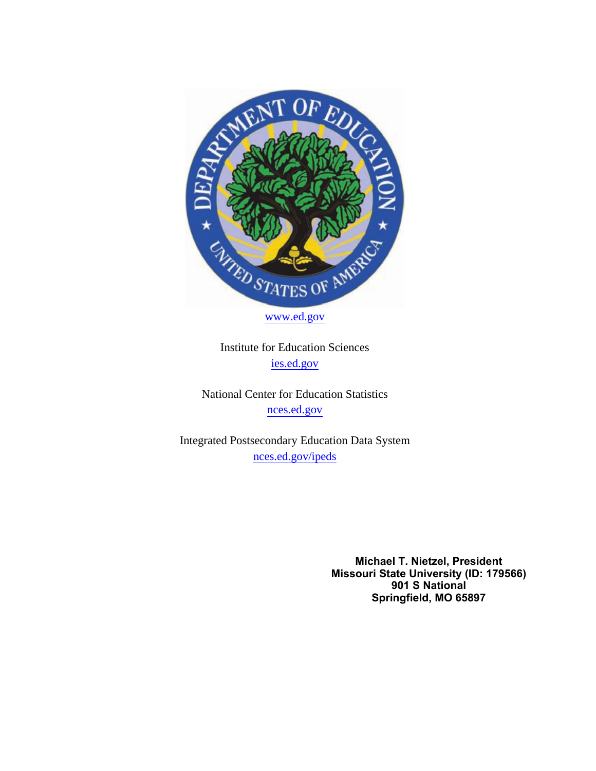www.ed.gov

Institute for Education Sciences
ies.ed.gov

National Center for Education Statistics
nces.ed.gov

Integrated Postsecondary Education Data System
nces.ed.gov/ipeds

**Michael T. Nietzel, President**
**Missouri State University (ID: 179566)**
**901 S National**
**Springfield, MO 65897**